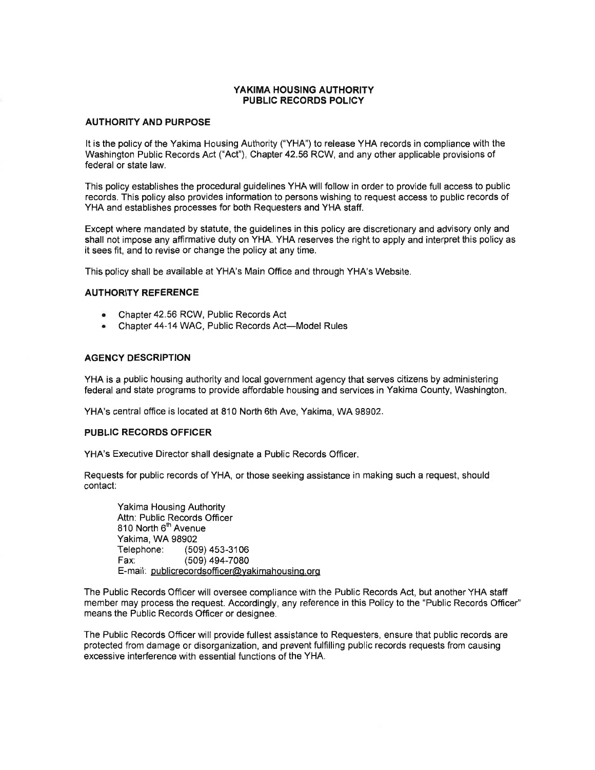# YAKIMA HOUSING AUTHORITY
# PUBLIC RECORDS POLICY

## AUTHORITY AND PURPOSE

It is the policy of the Yakima Housing Authority ("YHA") to release YHA records in compliance with the Washington Public Records Act ("Act"), Chapter 42.56 RCW, and any other applicable provisions of federal or state law.

This policy establishes the procedural guidelines YHA will follow in order to provide full access to public records. This policy also provides information to persons wishing to request access to public records of YHA and establishes processes for both Requesters and YHA staff.

Except where mandated by statute, the guidelines in this policy are discretionary and advisory only and shall not impose any affirmative duty on YHA. YHA reserves the right to apply and interpret this policy as it sees fit, and to revise or change the policy at any time.

This policy shall be available at YHA's Main Office and through YHA's Website.

## AUTHORITY REFERENCE

- Chapter 42.56 RCW, Public Records Act
- Chapter 44-14 WAC, Public Records Act—Model Rules

## AGENCY DESCRIPTION

YHA is a public housing authority and local government agency that serves citizens by administering federal and state programs to provide affordable housing and services in Yakima County, Washington.

YHA's central office is located at 810 North 6th Ave, Yakima, WA 98902.

## PUBLIC RECORDS OFFICER

YHA's Executive Director shall designate a Public Records Officer.

Requests for public records of YHA, or those seeking assistance in making such a request, should contact:

Yakima Housing Authority
Attn: Public Records Officer
810 North 6th Avenue
Yakima, WA 98902
Telephone: (509) 453-3106
Fax: (509) 494-7080
E-mail: publicrecordsofficer@yakimahousing.org

The Public Records Officer will oversee compliance with the Public Records Act, but another YHA staff member may process the request. Accordingly, any reference in this Policy to the "Public Records Officer" means the Public Records Officer or designee.

The Public Records Officer will provide fullest assistance to Requesters, ensure that public records are protected from damage or disorganization, and prevent fulfilling public records requests from causing excessive interference with essential functions of the YHA.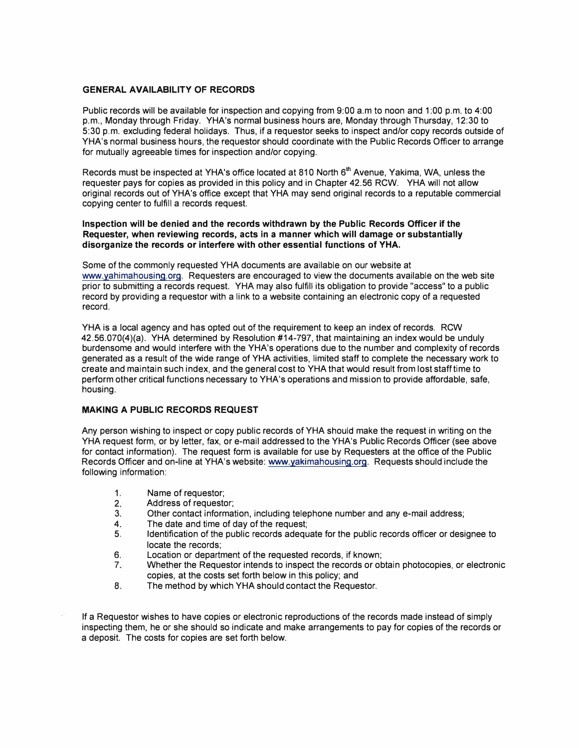### GENERAL AVAILABILITY OF RECORDS

Public records will be available for inspection and copying from 9:00 a.m to noon and 1:00 p.m. to 4:00 p.m., Monday through Friday. YHA's normal business hours are, Monday through Thursday, 12:30 to 5:30 p.m. excluding federal holidays. Thus, if a requestor seeks to inspect and/or copy records outside of YHA's normal business hours, the requestor should coordinate with the Public Records Officer to arrange for mutually agreeable times for inspection and/or copying.

Records must be inspected at YHA's office located at 810 North 6th Avenue, Yakima, WA, unless the requester pays for copies as provided in this policy and in Chapter 42.56 RCW. YHA will not allow original records out of YHA's office except that YHA may send original records to a reputable commercial copying center to fulfill a records request.

**Inspection will be denied and the records withdrawn by the Public Records Officer if the Requester, when reviewing records, acts in a manner which will damage or substantially disorganize the records or interfere with other essential functions of YHA.**

Some of the commonly requested YHA documents are available on our website at www.yahimahousing.org. Requesters are encouraged to view the documents available on the web site prior to submitting a records request. YHA may also fulfill its obligation to provide "access" to a public record by providing a requestor with a link to a website containing an electronic copy of a requested record.

YHA is a local agency and has opted out of the requirement to keep an index of records. RCW 42.56.070(4)(a). YHA determined by Resolution #14-797, that maintaining an index would be unduly burdensome and would interfere with the YHA's operations due to the number and complexity of records generated as a result of the wide range of YHA activities, limited staff to complete the necessary work to create and maintain such index, and the general cost to YHA that would result from lost staff time to perform other critical functions necessary to YHA's operations and mission to provide affordable, safe, housing.

### MAKING A PUBLIC RECORDS REQUEST

Any person wishing to inspect or copy public records of YHA should make the request in writing on the YHA request form, or by letter, fax, or e-mail addressed to the YHA's Public Records Officer (see above for contact information). The request form is available for use by Requesters at the office of the Public Records Officer and on-line at YHA's website: www.yakimahousing.org. Requests should include the following information:

1. Name of requestor;
2. Address of requestor;
3. Other contact information, including telephone number and any e-mail address;
4. The date and time of day of the request;
5. Identification of the public records adequate for the public records officer or designee to locate the records;
6. Location or department of the requested records, if known;
7. Whether the Requestor intends to inspect the records or obtain photocopies, or electronic copies, at the costs set forth below in this policy; and
8. The method by which YHA should contact the Requestor.

If a Requestor wishes to have copies or electronic reproductions of the records made instead of simply inspecting them, he or she should so indicate and make arrangements to pay for copies of the records or a deposit. The costs for copies are set forth below.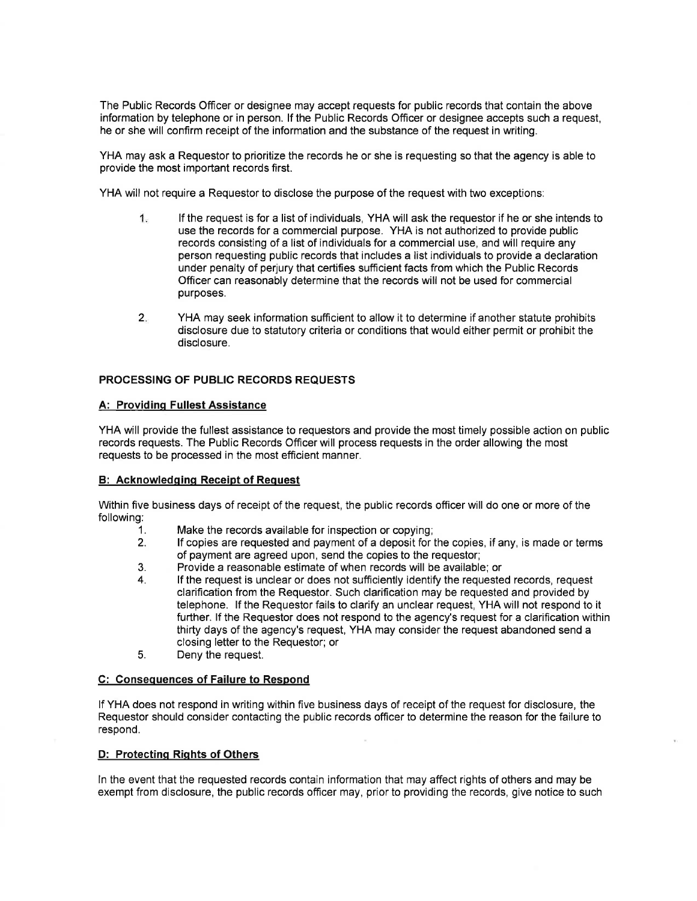The Public Records Officer or designee may accept requests for public records that contain the above information by telephone or in person. If the Public Records Officer or designee accepts such a request, he or she will confirm receipt of the information and the substance of the request in writing.

YHA may ask a Requestor to prioritize the records he or she is requesting so that the agency is able to provide the most important records first.

YHA will not require a Requestor to disclose the purpose of the request with two exceptions:

1. If the request is for a list of individuals, YHA will ask the requestor if he or she intends to use the records for a commercial purpose. YHA is not authorized to provide public records consisting of a list of individuals for a commercial use, and will require any person requesting public records that includes a list individuals to provide a declaration under penalty of perjury that certifies sufficient facts from which the Public Records Officer can reasonably determine that the records will not be used for commercial purposes.

2. YHA may seek information sufficient to allow it to determine if another statute prohibits disclosure due to statutory criteria or conditions that would either permit or prohibit the disclosure.

**PROCESSING OF PUBLIC RECORDS REQUESTS**

**A: Providing Fullest Assistance**

YHA will provide the fullest assistance to requestors and provide the most timely possible action on public records requests. The Public Records Officer will process requests in the order allowing the most requests to be processed in the most efficient manner.

**B: Acknowledging Receipt of Request**

Within five business days of receipt of the request, the public records officer will do one or more of the following:

1. Make the records available for inspection or copying;
2. If copies are requested and payment of a deposit for the copies, if any, is made or terms of payment are agreed upon, send the copies to the requestor;
3. Provide a reasonable estimate of when records will be available; or
4. If the request is unclear or does not sufficiently identify the requested records, request clarification from the Requestor. Such clarification may be requested and provided by telephone. If the Requestor fails to clarify an unclear request, YHA will not respond to it further. If the Requestor does not respond to the agency's request for a clarification within thirty days of the agency's request, YHA may consider the request abandoned send a closing letter to the Requestor; or
5. Deny the request.

**C: Consequences of Failure to Respond**

If YHA does not respond in writing within five business days of receipt of the request for disclosure, the Requestor should consider contacting the public records officer to determine the reason for the failure to respond.

**D: Protecting Rights of Others**

In the event that the requested records contain information that may affect rights of others and may be exempt from disclosure, the public records officer may, prior to providing the records, give notice to such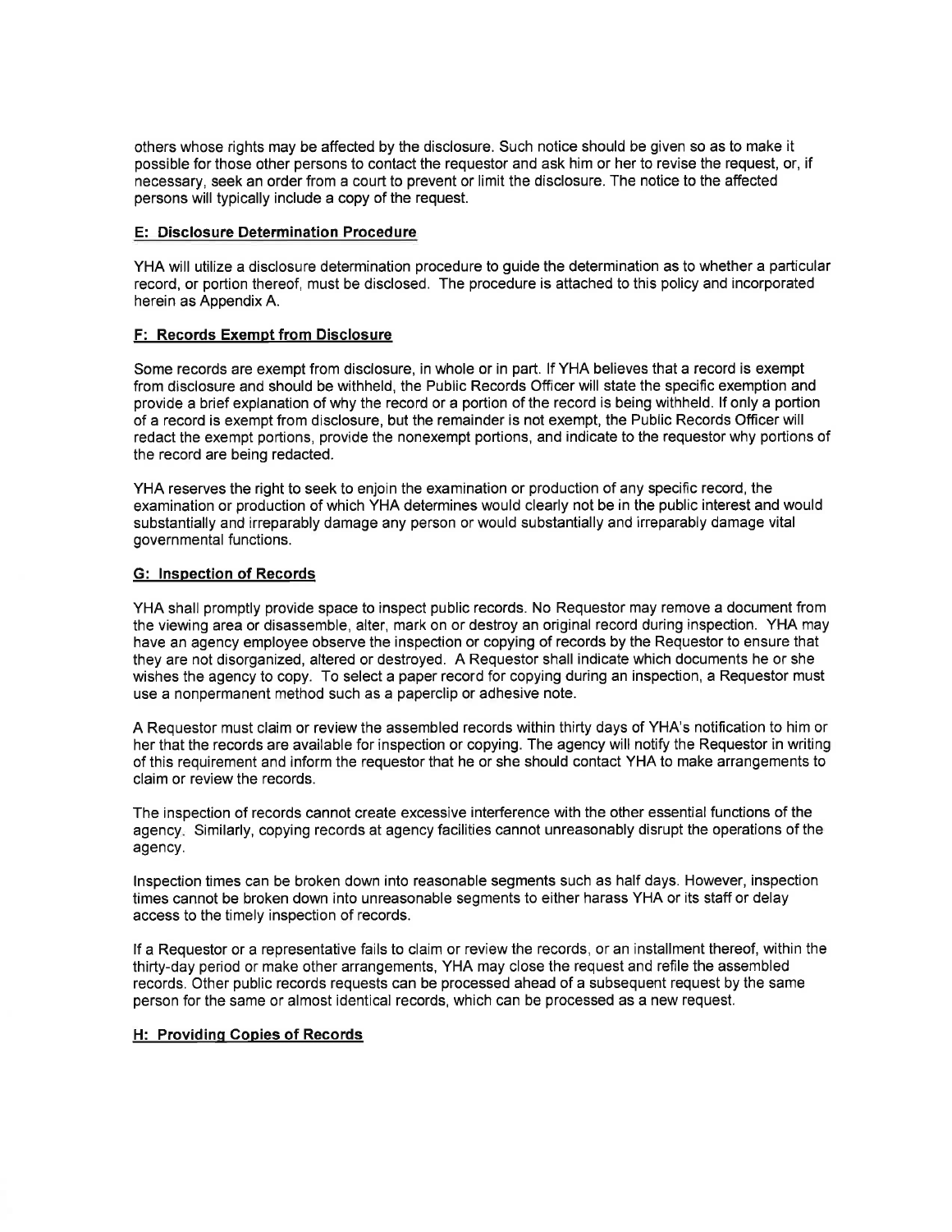others whose rights may be affected by the disclosure. Such notice should be given so as to make it possible for those other persons to contact the requestor and ask him or her to revise the request, or, if necessary, seek an order from a court to prevent or limit the disclosure. The notice to the affected persons will typically include a copy of the request.

## E: Disclosure Determination Procedure

YHA will utilize a disclosure determination procedure to guide the determination as to whether a particular record, or portion thereof, must be disclosed. The procedure is attached to this policy and incorporated herein as Appendix A.

## F: Records Exempt from Disclosure

Some records are exempt from disclosure, in whole or in part. If YHA believes that a record is exempt from disclosure and should be withheld, the Public Records Officer will state the specific exemption and provide a brief explanation of why the record or a portion of the record is being withheld. If only a portion of a record is exempt from disclosure, but the remainder is not exempt, the Public Records Officer will redact the exempt portions, provide the nonexempt portions, and indicate to the requestor why portions of the record are being redacted.

YHA reserves the right to seek to enjoin the examination or production of any specific record, the examination or production of which YHA determines would clearly not be in the public interest and would substantially and irreparably damage any person or would substantially and irreparably damage vital governmental functions.

## G: Inspection of Records

YHA shall promptly provide space to inspect public records. No Requestor may remove a document from the viewing area or disassemble, alter, mark on or destroy an original record during inspection. YHA may have an agency employee observe the inspection or copying of records by the Requestor to ensure that they are not disorganized, altered or destroyed. A Requestor shall indicate which documents he or she wishes the agency to copy. To select a paper record for copying during an inspection, a Requestor must use a nonpermanent method such as a paperclip or adhesive note.

A Requestor must claim or review the assembled records within thirty days of YHA's notification to him or her that the records are available for inspection or copying. The agency will notify the Requestor in writing of this requirement and inform the requestor that he or she should contact YHA to make arrangements to claim or review the records.

The inspection of records cannot create excessive interference with the other essential functions of the agency. Similarly, copying records at agency facilities cannot unreasonably disrupt the operations of the agency.

Inspection times can be broken down into reasonable segments such as half days. However, inspection times cannot be broken down into unreasonable segments to either harass YHA or its staff or delay access to the timely inspection of records.

If a Requestor or a representative fails to claim or review the records, or an installment thereof, within the thirty-day period or make other arrangements, YHA may close the request and refile the assembled records. Other public records requests can be processed ahead of a subsequent request by the same person for the same or almost identical records, which can be processed as a new request.

## H: Providing Copies of Records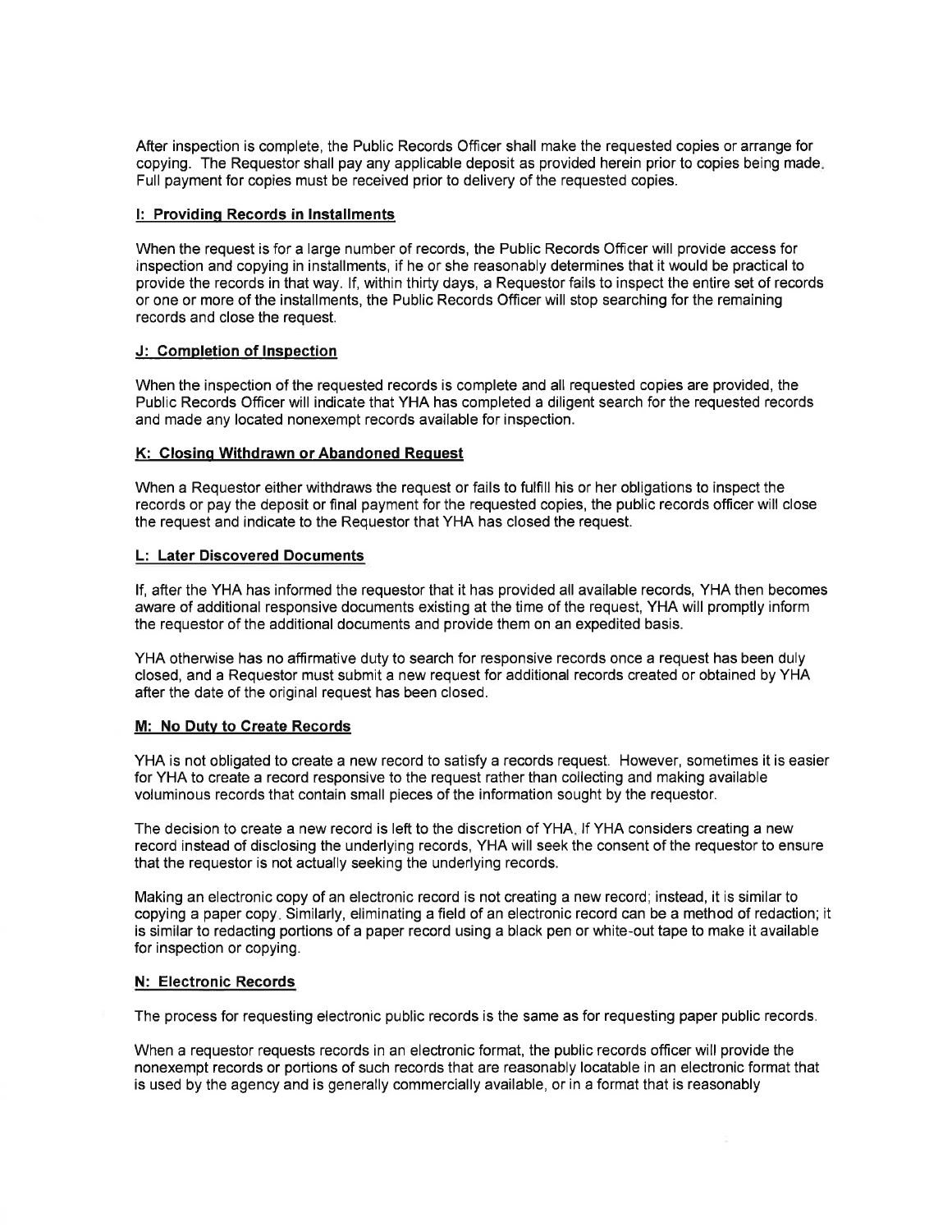After inspection is complete, the Public Records Officer shall make the requested copies or arrange for copying. The Requestor shall pay any applicable deposit as provided herein prior to copies being made. Full payment for copies must be received prior to delivery of the requested copies.

**I: Providing Records in Installments**

When the request is for a large number of records, the Public Records Officer will provide access for inspection and copying in installments, if he or she reasonably determines that it would be practical to provide the records in that way. If, within thirty days, a Requestor fails to inspect the entire set of records or one or more of the installments, the Public Records Officer will stop searching for the remaining records and close the request.

**J: Completion of Inspection**

When the inspection of the requested records is complete and all requested copies are provided, the Public Records Officer will indicate that YHA has completed a diligent search for the requested records and made any located nonexempt records available for inspection.

**K: Closing Withdrawn or Abandoned Request**

When a Requestor either withdraws the request or fails to fulfill his or her obligations to inspect the records or pay the deposit or final payment for the requested copies, the public records officer will close the request and indicate to the Requestor that YHA has closed the request.

**L: Later Discovered Documents**

If, after the YHA has informed the requestor that it has provided all available records, YHA then becomes aware of additional responsive documents existing at the time of the request, YHA will promptly inform the requestor of the additional documents and provide them on an expedited basis.

YHA otherwise has no affirmative duty to search for responsive records once a request has been duly closed, and a Requestor must submit a new request for additional records created or obtained by YHA after the date of the original request has been closed.

**M: No Duty to Create Records**

YHA is not obligated to create a new record to satisfy a records request. However, sometimes it is easier for YHA to create a record responsive to the request rather than collecting and making available voluminous records that contain small pieces of the information sought by the requestor.

The decision to create a new record is left to the discretion of YHA. If YHA considers creating a new record instead of disclosing the underlying records, YHA will seek the consent of the requestor to ensure that the requestor is not actually seeking the underlying records.

Making an electronic copy of an electronic record is not creating a new record; instead, it is similar to copying a paper copy. Similarly, eliminating a field of an electronic record can be a method of redaction; it is similar to redacting portions of a paper record using a black pen or white-out tape to make it available for inspection or copying.

**N: Electronic Records**

The process for requesting electronic public records is the same as for requesting paper public records.

When a requestor requests records in an electronic format, the public records officer will provide the nonexempt records or portions of such records that are reasonably locatable in an electronic format that is used by the agency and is generally commercially available, or in a format that is reasonably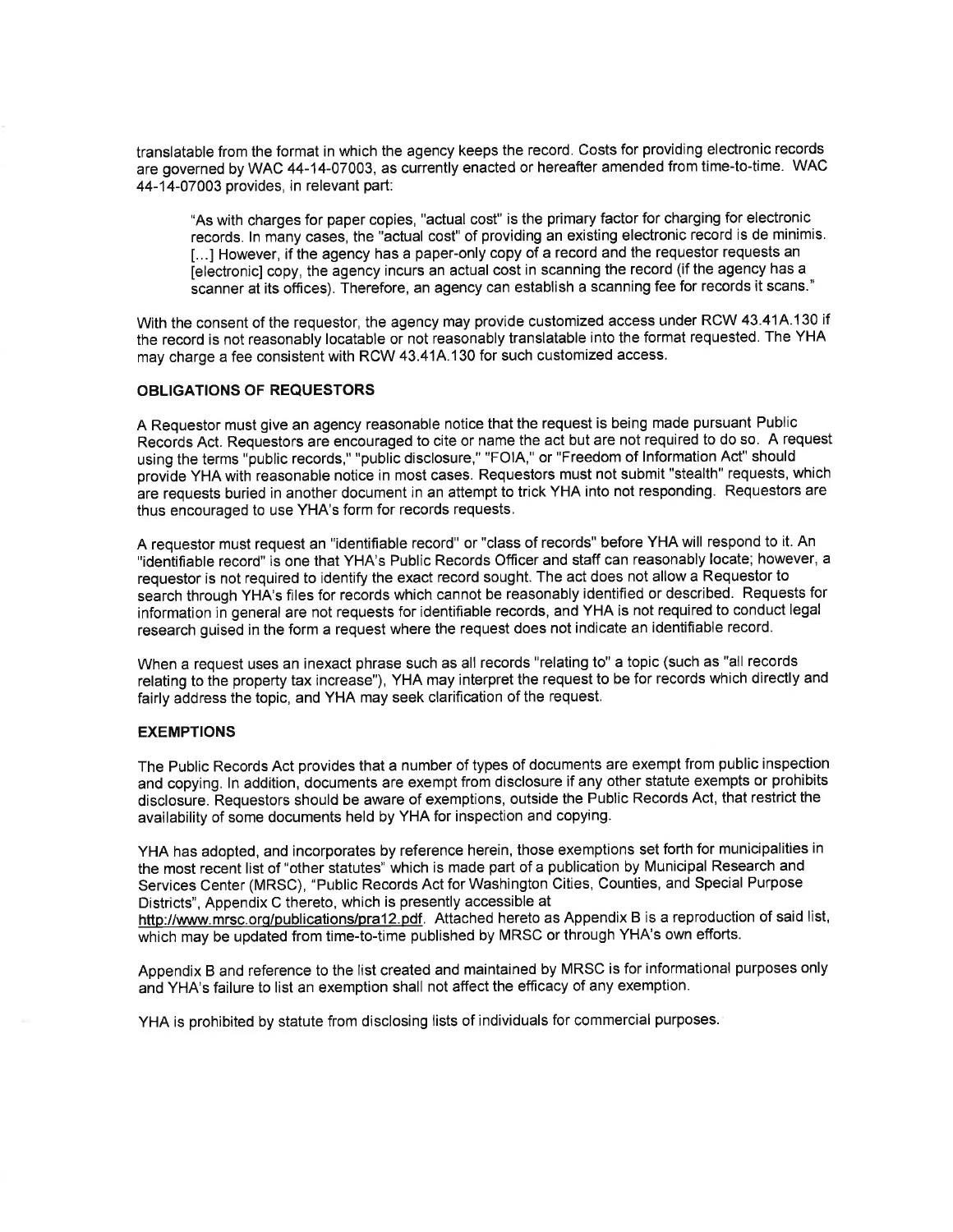translatable from the format in which the agency keeps the record. Costs for providing electronic records are governed by WAC 44-14-07003, as currently enacted or hereafter amended from time-to-time. WAC 44-14-07003 provides, in relevant part:

> "As with charges for paper copies, "actual cost" is the primary factor for charging for electronic records. In many cases, the "actual cost" of providing an existing electronic record is de minimis. [...] However, if the agency has a paper-only copy of a record and the requestor requests an [electronic] copy, the agency incurs an actual cost in scanning the record (if the agency has a scanner at its offices). Therefore, an agency can establish a scanning fee for records it scans."

With the consent of the requestor, the agency may provide customized access under RCW 43.41A.130 if the record is not reasonably locatable or not reasonably translatable into the format requested. The YHA may charge a fee consistent with RCW 43.41A.130 for such customized access.

**OBLIGATIONS OF REQUESTORS**

A Requestor must give an agency reasonable notice that the request is being made pursuant Public Records Act. Requestors are encouraged to cite or name the act but are not required to do so. A request using the terms "public records," "public disclosure," "FOIA," or "Freedom of Information Act" should provide YHA with reasonable notice in most cases. Requestors must not submit "stealth" requests, which are requests buried in another document in an attempt to trick YHA into not responding. Requestors are thus encouraged to use YHA's form for records requests.

A requestor must request an "identifiable record" or "class of records" before YHA will respond to it. An "identifiable record" is one that YHA's Public Records Officer and staff can reasonably locate; however, a requestor is not required to identify the exact record sought. The act does not allow a Requestor to search through YHA's files for records which cannot be reasonably identified or described. Requests for information in general are not requests for identifiable records, and YHA is not required to conduct legal research guised in the form a request where the request does not indicate an identifiable record.

When a request uses an inexact phrase such as all records "relating to" a topic (such as "all records relating to the property tax increase"), YHA may interpret the request to be for records which directly and fairly address the topic, and YHA may seek clarification of the request.

**EXEMPTIONS**

The Public Records Act provides that a number of types of documents are exempt from public inspection and copying. In addition, documents are exempt from disclosure if any other statute exempts or prohibits disclosure. Requestors should be aware of exemptions, outside the Public Records Act, that restrict the availability of some documents held by YHA for inspection and copying.

YHA has adopted, and incorporates by reference herein, those exemptions set forth for municipalities in the most recent list of "other statutes" which is made part of a publication by Municipal Research and Services Center (MRSC), "Public Records Act for Washington Cities, Counties, and Special Purpose Districts", Appendix C thereto, which is presently accessible at http://www.mrsc.org/publications/pra12.pdf. Attached hereto as Appendix B is a reproduction of said list, which may be updated from time-to-time published by MRSC or through YHA's own efforts.

Appendix B and reference to the list created and maintained by MRSC is for informational purposes only and YHA's failure to list an exemption shall not affect the efficacy of any exemption.

YHA is prohibited by statute from disclosing lists of individuals for commercial purposes.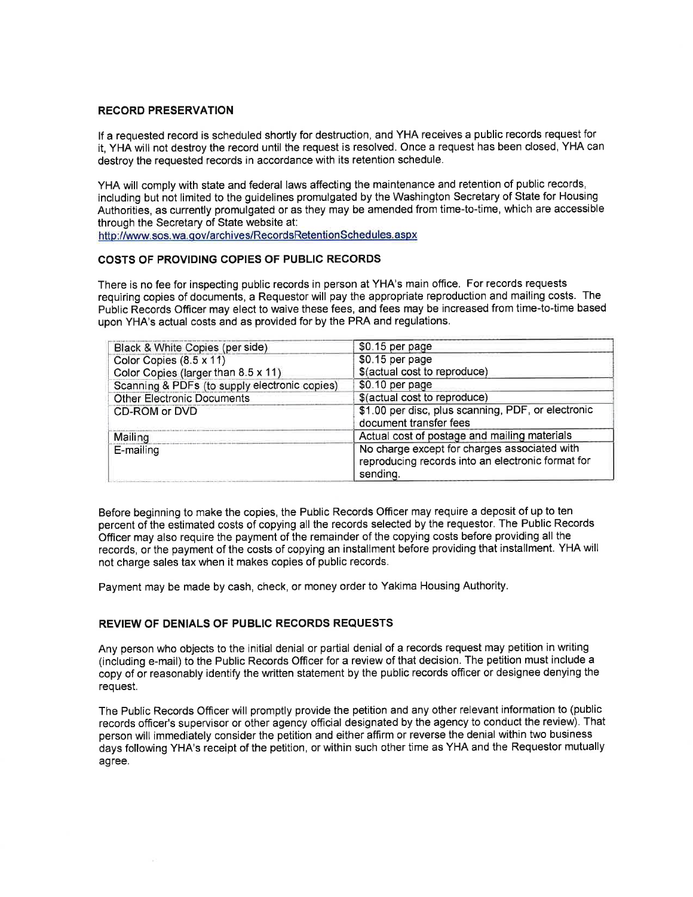## RECORD PRESERVATION

If a requested record is scheduled shortly for destruction, and YHA receives a public records request for it, YHA will not destroy the record until the request is resolved. Once a request has been closed, YHA can destroy the requested records in accordance with its retention schedule.

YHA will comply with state and federal laws affecting the maintenance and retention of public records, including but not limited to the guidelines promulgated by the Washington Secretary of State for Housing Authorities, as currently promulgated or as they may be amended from time-to-time, which are accessible through the Secretary of State website at:
http://www.sos.wa.gov/archives/RecordsRetentionSchedules.aspx

## COSTS OF PROVIDING COPIES OF PUBLIC RECORDS

There is no fee for inspecting public records in person at YHA's main office. For records requests requiring copies of documents, a Requestor will pay the appropriate reproduction and mailing costs. The Public Records Officer may elect to waive these fees, and fees may be increased from time-to-time based upon YHA's actual costs and as provided for by the PRA and regulations.

| Item | Cost |
|---|---|
| Black & White Copies (per side) | $0.15 per page |
| Color Copies (8.5 x 11) | $0.15 per page |
| Color Copies (larger than 8.5 x 11) | $(actual cost to reproduce) |
| Scanning & PDFs (to supply electronic copies) | $0.10 per page |
| Other Electronic Documents | $(actual cost to reproduce) |
| CD-ROM or DVD | $1.00 per disc, plus scanning, PDF, or electronic document transfer fees |
| Mailing | Actual cost of postage and mailing materials |
| E-mailing | No charge except for charges associated with reproducing records into an electronic format for sending. |

Before beginning to make the copies, the Public Records Officer may require a deposit of up to ten percent of the estimated costs of copying all the records selected by the requestor. The Public Records Officer may also require the payment of the remainder of the copying costs before providing all the records, or the payment of the costs of copying an installment before providing that installment. YHA will not charge sales tax when it makes copies of public records.

Payment may be made by cash, check, or money order to Yakima Housing Authority.

## REVIEW OF DENIALS OF PUBLIC RECORDS REQUESTS

Any person who objects to the initial denial or partial denial of a records request may petition in writing (including e-mail) to the Public Records Officer for a review of that decision. The petition must include a copy of or reasonably identify the written statement by the public records officer or designee denying the request.

The Public Records Officer will promptly provide the petition and any other relevant information to (public records officer's supervisor or other agency official designated by the agency to conduct the review). That person will immediately consider the petition and either affirm or reverse the denial within two business days following YHA's receipt of the petition, or within such other time as YHA and the Requestor mutually agree.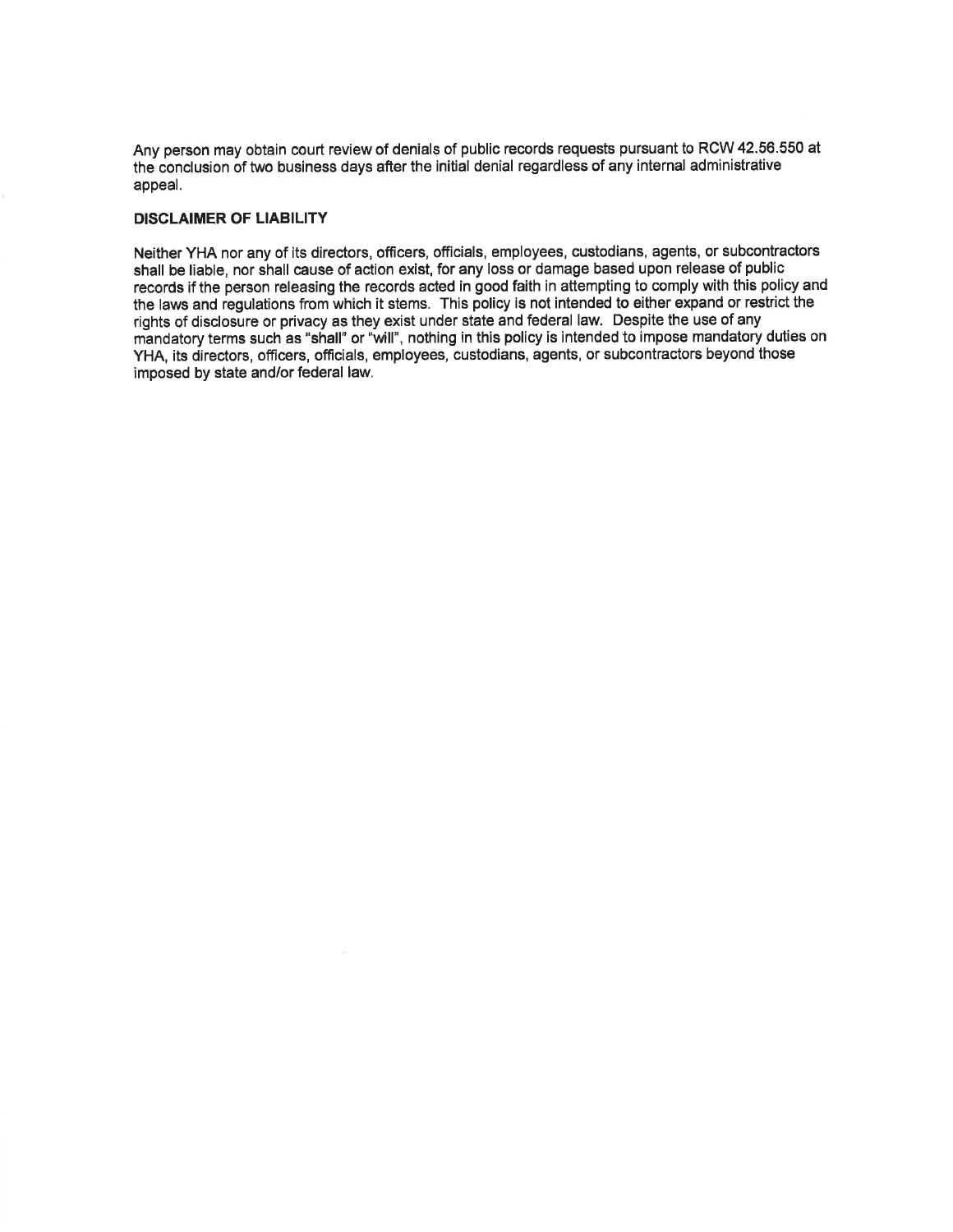Any person may obtain court review of denials of public records requests pursuant to RCW 42.56.550 at the conclusion of two business days after the initial denial regardless of any internal administrative appeal.

**DISCLAIMER OF LIABILITY**

Neither YHA nor any of its directors, officers, officials, employees, custodians, agents, or subcontractors shall be liable, nor shall cause of action exist, for any loss or damage based upon release of public records if the person releasing the records acted in good faith in attempting to comply with this policy and the laws and regulations from which it stems. This policy is not intended to either expand or restrict the rights of disclosure or privacy as they exist under state and federal law. Despite the use of any mandatory terms such as "shall" or "will", nothing in this policy is intended to impose mandatory duties on YHA, its directors, officers, officials, employees, custodians, agents, or subcontractors beyond those imposed by state and/or federal law.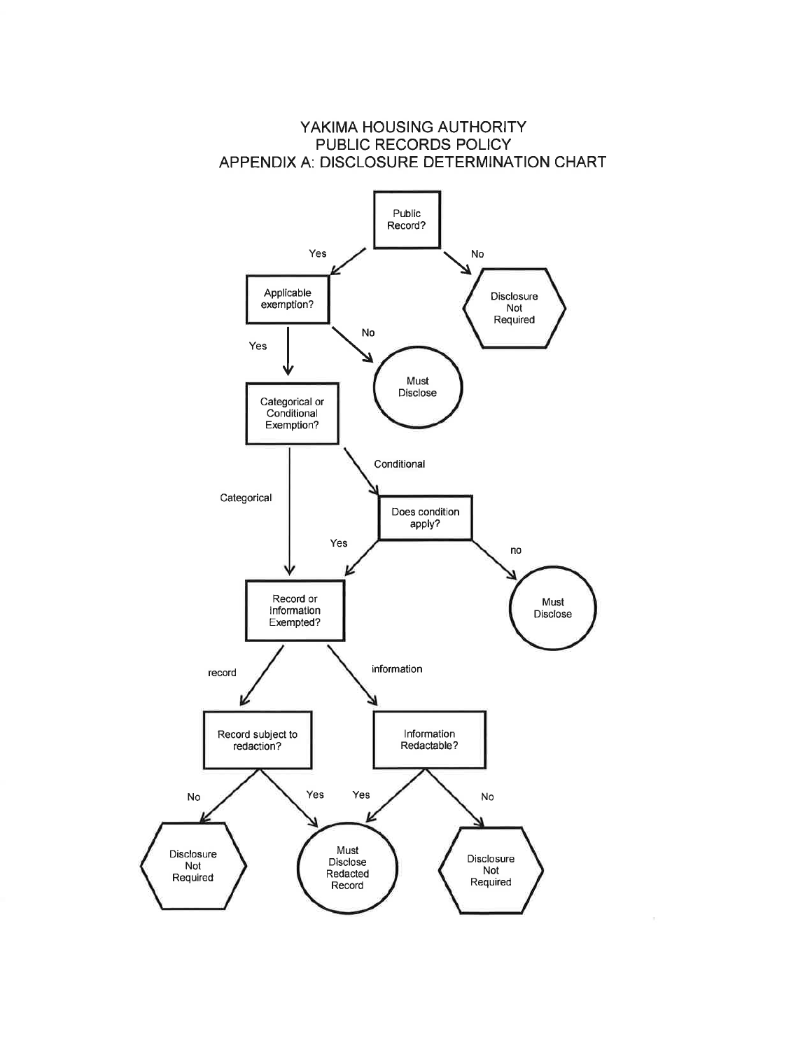# YAKIMA HOUSING AUTHORITY
## PUBLIC RECORDS POLICY
## APPENDIX A: DISCLOSURE DETERMINATION CHART

- **Public Record?**
  - No → Disclosure Not Required
  - Yes → **Applicable exemption?**
    - No → Must Disclose
    - Yes → **Categorical or Conditional Exemption?**
      - Conditional → **Does condition apply?**
        - no → Must Disclose
        - Yes → **Record or Information Exempted?** (see below)
      - Categorical → **Record or Information Exempted?**
        - record → **Record subject to redaction?**
          - No → Disclosure Not Required
          - Yes → Must Disclose Redacted Record
        - information → **Information Redactable?**
          - Yes → Must Disclose Redacted Record
          - No → Disclosure Not Required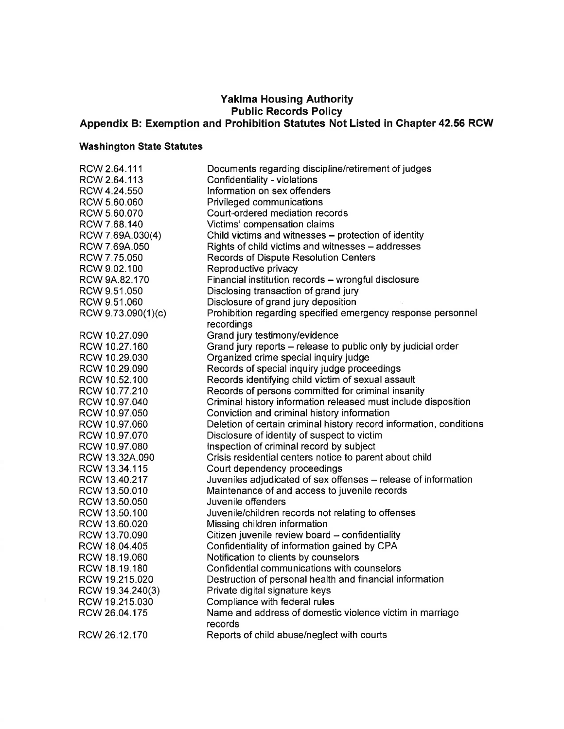# Yakima Housing Authority
## Public Records Policy
## Appendix B: Exemption and Prohibition Statutes Not Listed in Chapter 42.56 RCW

### Washington State Statutes

| | |
|---|---|
| RCW 2.64.111 | Documents regarding discipline/retirement of judges |
| RCW 2.64.113 | Confidentiality - violations |
| RCW 4.24.550 | Information on sex offenders |
| RCW 5.60.060 | Privileged communications |
| RCW 5.60.070 | Court-ordered mediation records |
| RCW 7.68.140 | Victims' compensation claims |
| RCW 7.69A.030(4) | Child victims and witnesses – protection of identity |
| RCW 7.69A.050 | Rights of child victims and witnesses – addresses |
| RCW 7.75.050 | Records of Dispute Resolution Centers |
| RCW 9.02.100 | Reproductive privacy |
| RCW 9A.82.170 | Financial institution records – wrongful disclosure |
| RCW 9.51.050 | Disclosing transaction of grand jury |
| RCW 9.51.060 | Disclosure of grand jury deposition |
| RCW 9.73.090(1)(c) | Prohibition regarding specified emergency response personnel recordings |
| RCW 10.27.090 | Grand jury testimony/evidence |
| RCW 10.27.160 | Grand jury reports – release to public only by judicial order |
| RCW 10.29.030 | Organized crime special inquiry judge |
| RCW 10.29.090 | Records of special inquiry judge proceedings |
| RCW 10.52.100 | Records identifying child victim of sexual assault |
| RCW 10.77.210 | Records of persons committed for criminal insanity |
| RCW 10.97.040 | Criminal history information released must include disposition |
| RCW 10.97.050 | Conviction and criminal history information |
| RCW 10.97.060 | Deletion of certain criminal history record information, conditions |
| RCW 10.97.070 | Disclosure of identity of suspect to victim |
| RCW 10.97.080 | Inspection of criminal record by subject |
| RCW 13.32A.090 | Crisis residential centers notice to parent about child |
| RCW 13.34.115 | Court dependency proceedings |
| RCW 13.40.217 | Juveniles adjudicated of sex offenses – release of information |
| RCW 13.50.010 | Maintenance of and access to juvenile records |
| RCW 13.50.050 | Juvenile offenders |
| RCW 13.50.100 | Juvenile/children records not relating to offenses |
| RCW 13.60.020 | Missing children information |
| RCW 13.70.090 | Citizen juvenile review board – confidentiality |
| RCW 18.04.405 | Confidentiality of information gained by CPA |
| RCW 18.19.060 | Notification to clients by counselors |
| RCW 18.19.180 | Confidential communications with counselors |
| RCW 19.215.020 | Destruction of personal health and financial information |
| RCW 19.34.240(3) | Private digital signature keys |
| RCW 19.215.030 | Compliance with federal rules |
| RCW 26.04.175 | Name and address of domestic violence victim in marriage records |
| RCW 26.12.170 | Reports of child abuse/neglect with courts |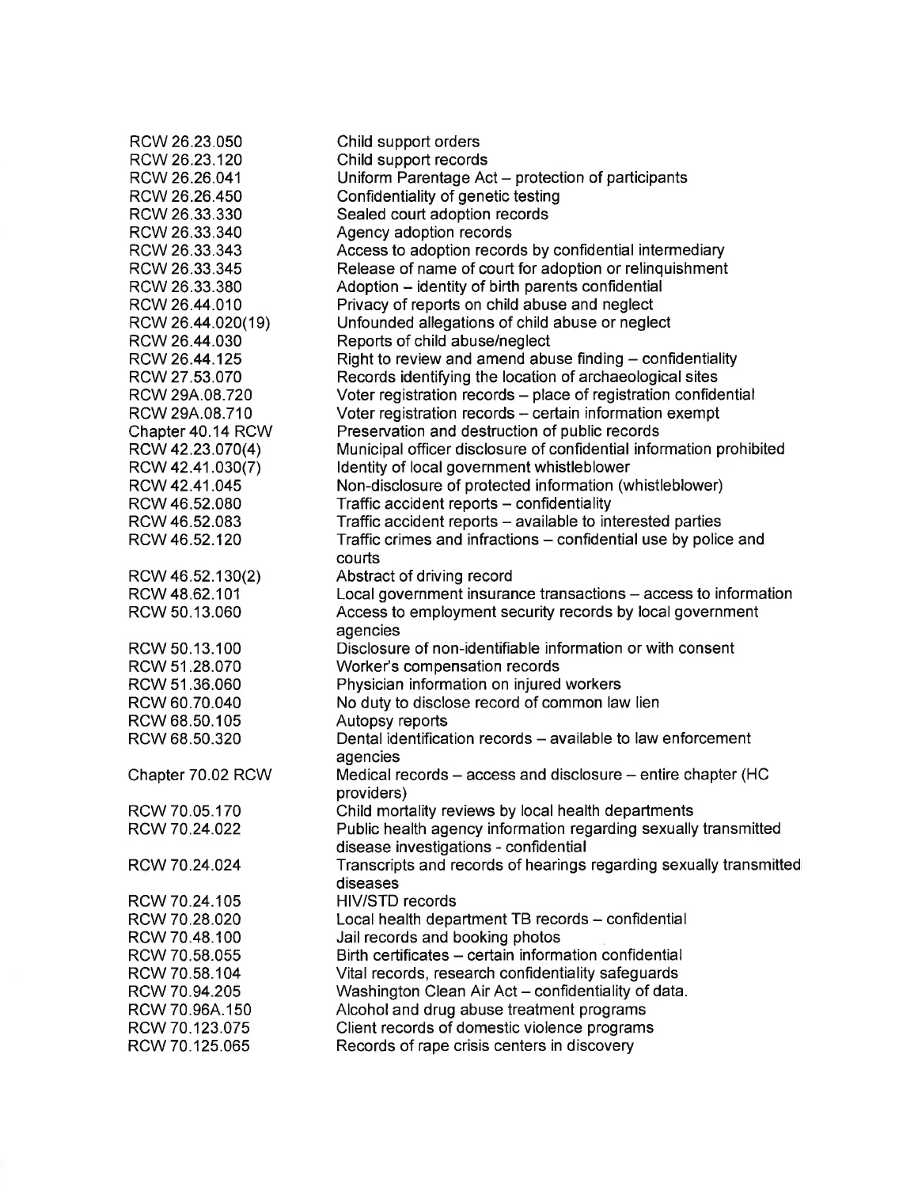| | |
|---|---|
| RCW 26.23.050 | Child support orders |
| RCW 26.23.120 | Child support records |
| RCW 26.26.041 | Uniform Parentage Act – protection of participants |
| RCW 26.26.450 | Confidentiality of genetic testing |
| RCW 26.33.330 | Sealed court adoption records |
| RCW 26.33.340 | Agency adoption records |
| RCW 26.33.343 | Access to adoption records by confidential intermediary |
| RCW 26.33.345 | Release of name of court for adoption or relinquishment |
| RCW 26.33.380 | Adoption – identity of birth parents confidential |
| RCW 26.44.010 | Privacy of reports on child abuse and neglect |
| RCW 26.44.020(19) | Unfounded allegations of child abuse or neglect |
| RCW 26.44.030 | Reports of child abuse/neglect |
| RCW 26.44.125 | Right to review and amend abuse finding – confidentiality |
| RCW 27.53.070 | Records identifying the location of archaeological sites |
| RCW 29A.08.720 | Voter registration records – place of registration confidential |
| RCW 29A.08.710 | Voter registration records – certain information exempt |
| Chapter 40.14 RCW | Preservation and destruction of public records |
| RCW 42.23.070(4) | Municipal officer disclosure of confidential information prohibited |
| RCW 42.41.030(7) | Identity of local government whistleblower |
| RCW 42.41.045 | Non-disclosure of protected information (whistleblower) |
| RCW 46.52.080 | Traffic accident reports – confidentiality |
| RCW 46.52.083 | Traffic accident reports – available to interested parties |
| RCW 46.52.120 | Traffic crimes and infractions – confidential use by police and courts |
| RCW 46.52.130(2) | Abstract of driving record |
| RCW 48.62.101 | Local government insurance transactions – access to information |
| RCW 50.13.060 | Access to employment security records by local government agencies |
| RCW 50.13.100 | Disclosure of non-identifiable information or with consent |
| RCW 51.28.070 | Worker's compensation records |
| RCW 51.36.060 | Physician information on injured workers |
| RCW 60.70.040 | No duty to disclose record of common law lien |
| RCW 68.50.105 | Autopsy reports |
| RCW 68.50.320 | Dental identification records – available to law enforcement agencies |
| Chapter 70.02 RCW | Medical records – access and disclosure – entire chapter (HC providers) |
| RCW 70.05.170 | Child mortality reviews by local health departments |
| RCW 70.24.022 | Public health agency information regarding sexually transmitted disease investigations - confidential |
| RCW 70.24.024 | Transcripts and records of hearings regarding sexually transmitted diseases |
| RCW 70.24.105 | HIV/STD records |
| RCW 70.28.020 | Local health department TB records – confidential |
| RCW 70.48.100 | Jail records and booking photos |
| RCW 70.58.055 | Birth certificates – certain information confidential |
| RCW 70.58.104 | Vital records, research confidentiality safeguards |
| RCW 70.94.205 | Washington Clean Air Act – confidentiality of data. |
| RCW 70.96A.150 | Alcohol and drug abuse treatment programs |
| RCW 70.123.075 | Client records of domestic violence programs |
| RCW 70.125.065 | Records of rape crisis centers in discovery |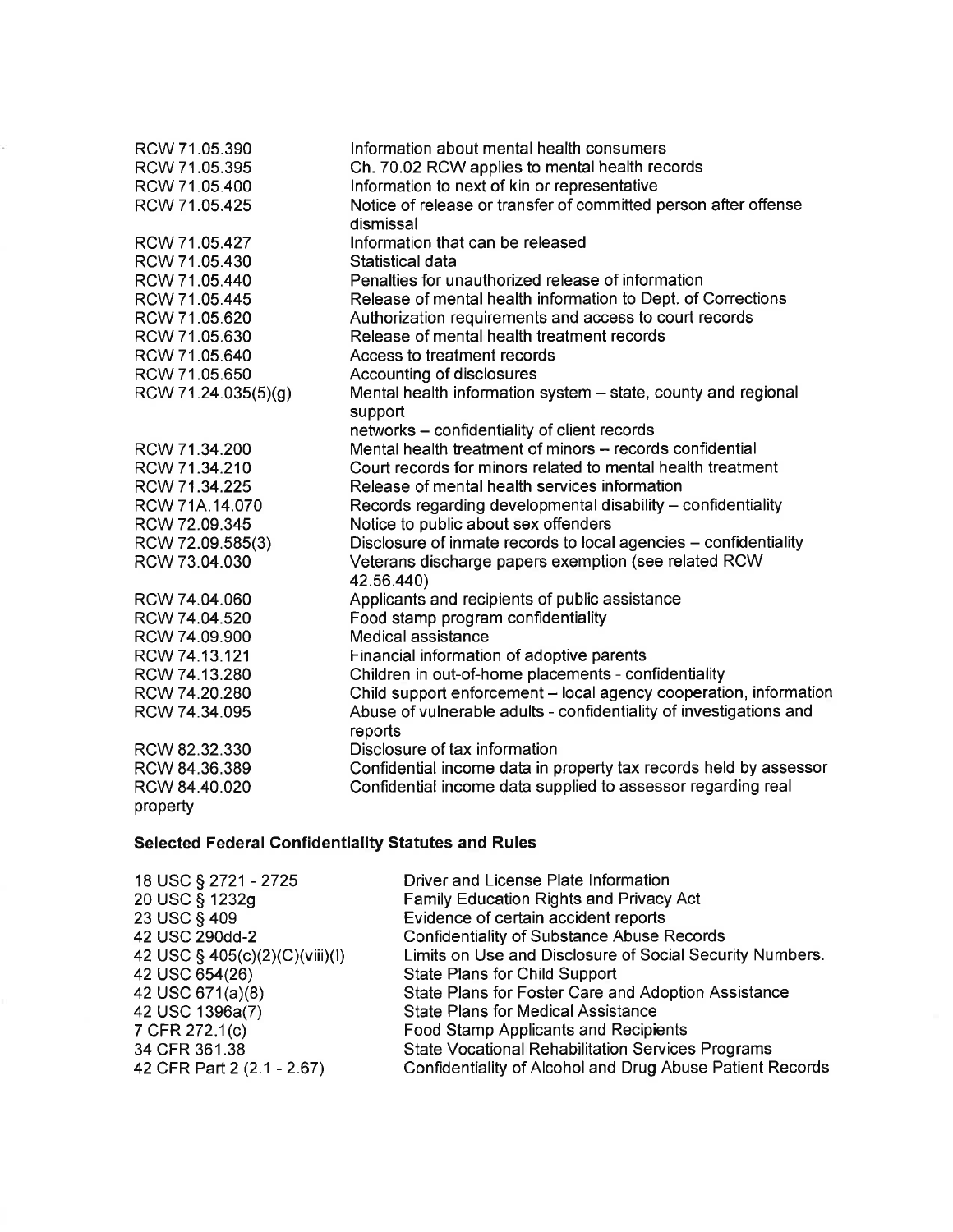| | |
|---|---|
| RCW 71.05.390 | Information about mental health consumers |
| RCW 71.05.395 | Ch. 70.02 RCW applies to mental health records |
| RCW 71.05.400 | Information to next of kin or representative |
| RCW 71.05.425 | Notice of release or transfer of committed person after offense dismissal |
| RCW 71.05.427 | Information that can be released |
| RCW 71.05.430 | Statistical data |
| RCW 71.05.440 | Penalties for unauthorized release of information |
| RCW 71.05.445 | Release of mental health information to Dept. of Corrections |
| RCW 71.05.620 | Authorization requirements and access to court records |
| RCW 71.05.630 | Release of mental health treatment records |
| RCW 71.05.640 | Access to treatment records |
| RCW 71.05.650 | Accounting of disclosures |
| RCW 71.24.035(5)(g) | Mental health information system – state, county and regional support networks – confidentiality of client records |
| RCW 71.34.200 | Mental health treatment of minors – records confidential |
| RCW 71.34.210 | Court records for minors related to mental health treatment |
| RCW 71.34.225 | Release of mental health services information |
| RCW 71A.14.070 | Records regarding developmental disability – confidentiality |
| RCW 72.09.345 | Notice to public about sex offenders |
| RCW 72.09.585(3) | Disclosure of inmate records to local agencies – confidentiality |
| RCW 73.04.030 | Veterans discharge papers exemption (see related RCW 42.56.440) |
| RCW 74.04.060 | Applicants and recipients of public assistance |
| RCW 74.04.520 | Food stamp program confidentiality |
| RCW 74.09.900 | Medical assistance |
| RCW 74.13.121 | Financial information of adoptive parents |
| RCW 74.13.280 | Children in out-of-home placements - confidentiality |
| RCW 74.20.280 | Child support enforcement – local agency cooperation, information |
| RCW 74.34.095 | Abuse of vulnerable adults - confidentiality of investigations and reports |
| RCW 82.32.330 | Disclosure of tax information |
| RCW 84.36.389 | Confidential income data in property tax records held by assessor |
| RCW 84.40.020 | Confidential income data supplied to assessor regarding real property |

**Selected Federal Confidentiality Statutes and Rules**

| | |
|---|---|
| 18 USC § 2721 - 2725 | Driver and License Plate Information |
| 20 USC § 1232g | Family Education Rights and Privacy Act |
| 23 USC § 409 | Evidence of certain accident reports |
| 42 USC 290dd-2 | Confidentiality of Substance Abuse Records |
| 42 USC § 405(c)(2)(C)(viii)(I) | Limits on Use and Disclosure of Social Security Numbers. |
| 42 USC 654(26) | State Plans for Child Support |
| 42 USC 671(a)(8) | State Plans for Foster Care and Adoption Assistance |
| 42 USC 1396a(7) | State Plans for Medical Assistance |
| 7 CFR 272.1(c) | Food Stamp Applicants and Recipients |
| 34 CFR 361.38 | State Vocational Rehabilitation Services Programs |
| 42 CFR Part 2 (2.1 - 2.67) | Confidentiality of Alcohol and Drug Abuse Patient Records |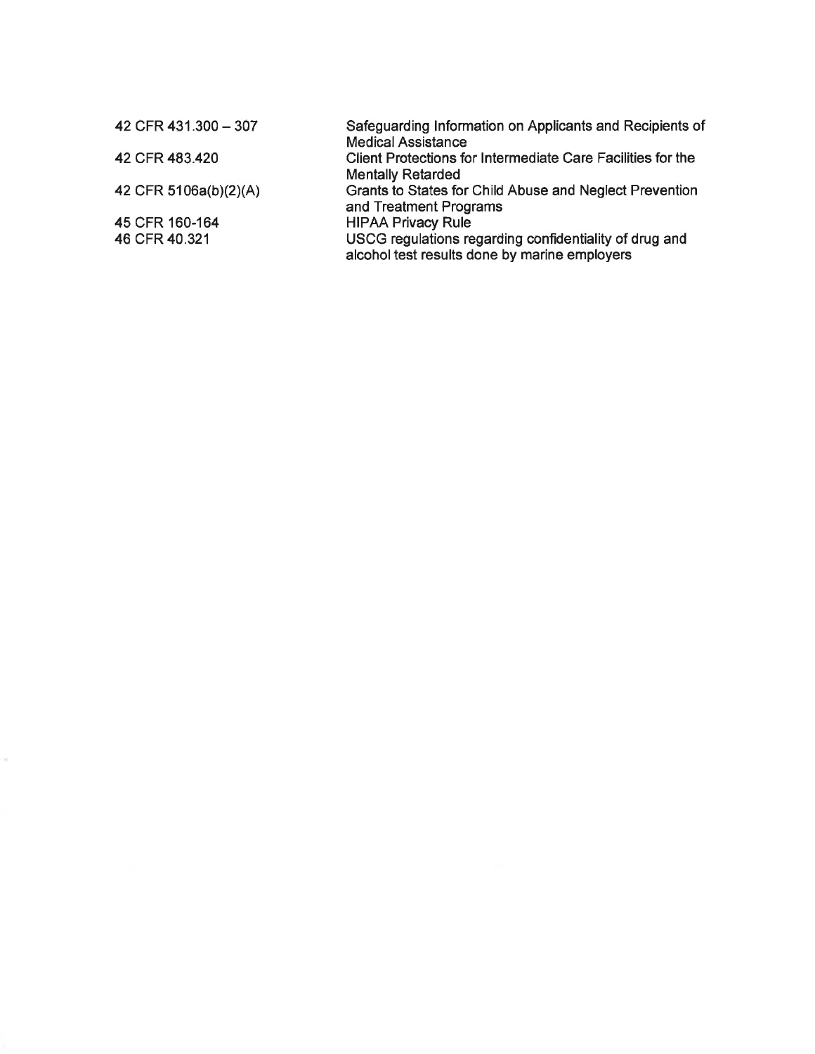| | |
|---|---|
| 42 CFR 431.300 – 307 | Safeguarding Information on Applicants and Recipients of Medical Assistance |
| 42 CFR 483.420 | Client Protections for Intermediate Care Facilities for the Mentally Retarded |
| 42 CFR 5106a(b)(2)(A) | Grants to States for Child Abuse and Neglect Prevention and Treatment Programs |
| 45 CFR 160-164 | HIPAA Privacy Rule |
| 46 CFR 40.321 | USCG regulations regarding confidentiality of drug and alcohol test results done by marine employers |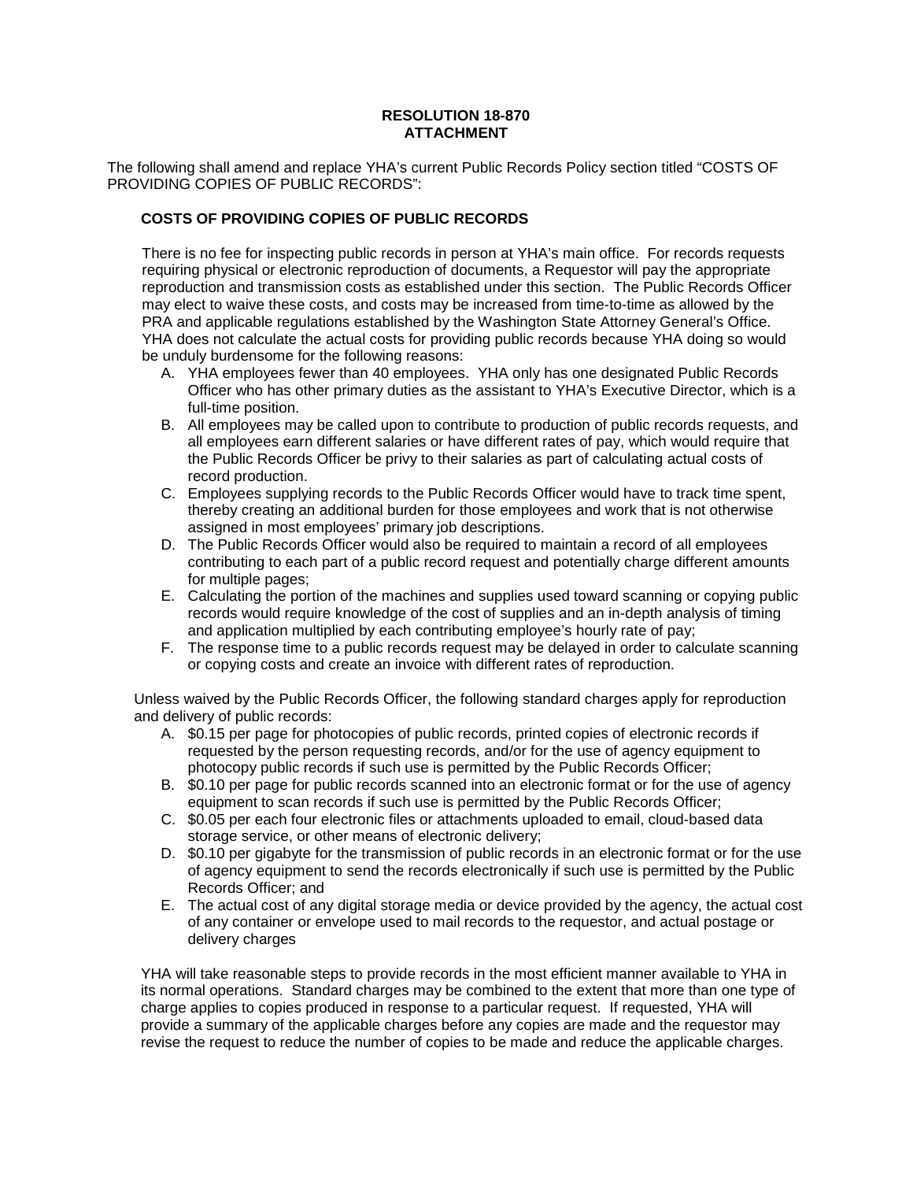**RESOLUTION 18-870**
**ATTACHMENT**

The following shall amend and replace YHA's current Public Records Policy section titled "COSTS OF PROVIDING COPIES OF PUBLIC RECORDS":

**COSTS OF PROVIDING COPIES OF PUBLIC RECORDS**

There is no fee for inspecting public records in person at YHA's main office. For records requests requiring physical or electronic reproduction of documents, a Requestor will pay the appropriate reproduction and transmission costs as established under this section. The Public Records Officer may elect to waive these costs, and costs may be increased from time-to-time as allowed by the PRA and applicable regulations established by the Washington State Attorney General's Office. YHA does not calculate the actual costs for providing public records because YHA doing so would be unduly burdensome for the following reasons:

A. YHA employees fewer than 40 employees. YHA only has one designated Public Records Officer who has other primary duties as the assistant to YHA's Executive Director, which is a full-time position.
B. All employees may be called upon to contribute to production of public records requests, and all employees earn different salaries or have different rates of pay, which would require that the Public Records Officer be privy to their salaries as part of calculating actual costs of record production.
C. Employees supplying records to the Public Records Officer would have to track time spent, thereby creating an additional burden for those employees and work that is not otherwise assigned in most employees' primary job descriptions.
D. The Public Records Officer would also be required to maintain a record of all employees contributing to each part of a public record request and potentially charge different amounts for multiple pages;
E. Calculating the portion of the machines and supplies used toward scanning or copying public records would require knowledge of the cost of supplies and an in-depth analysis of timing and application multiplied by each contributing employee's hourly rate of pay;
F. The response time to a public records request may be delayed in order to calculate scanning or copying costs and create an invoice with different rates of reproduction.

Unless waived by the Public Records Officer, the following standard charges apply for reproduction and delivery of public records:

A. \$0.15 per page for photocopies of public records, printed copies of electronic records if requested by the person requesting records, and/or for the use of agency equipment to photocopy public records if such use is permitted by the Public Records Officer;
B. \$0.10 per page for public records scanned into an electronic format or for the use of agency equipment to scan records if such use is permitted by the Public Records Officer;
C. \$0.05 per each four electronic files or attachments uploaded to email, cloud-based data storage service, or other means of electronic delivery;
D. \$0.10 per gigabyte for the transmission of public records in an electronic format or for the use of agency equipment to send the records electronically if such use is permitted by the Public Records Officer; and
E. The actual cost of any digital storage media or device provided by the agency, the actual cost of any container or envelope used to mail records to the requestor, and actual postage or delivery charges

YHA will take reasonable steps to provide records in the most efficient manner available to YHA in its normal operations. Standard charges may be combined to the extent that more than one type of charge applies to copies produced in response to a particular request. If requested, YHA will provide a summary of the applicable charges before any copies are made and the requestor may revise the request to reduce the number of copies to be made and reduce the applicable charges.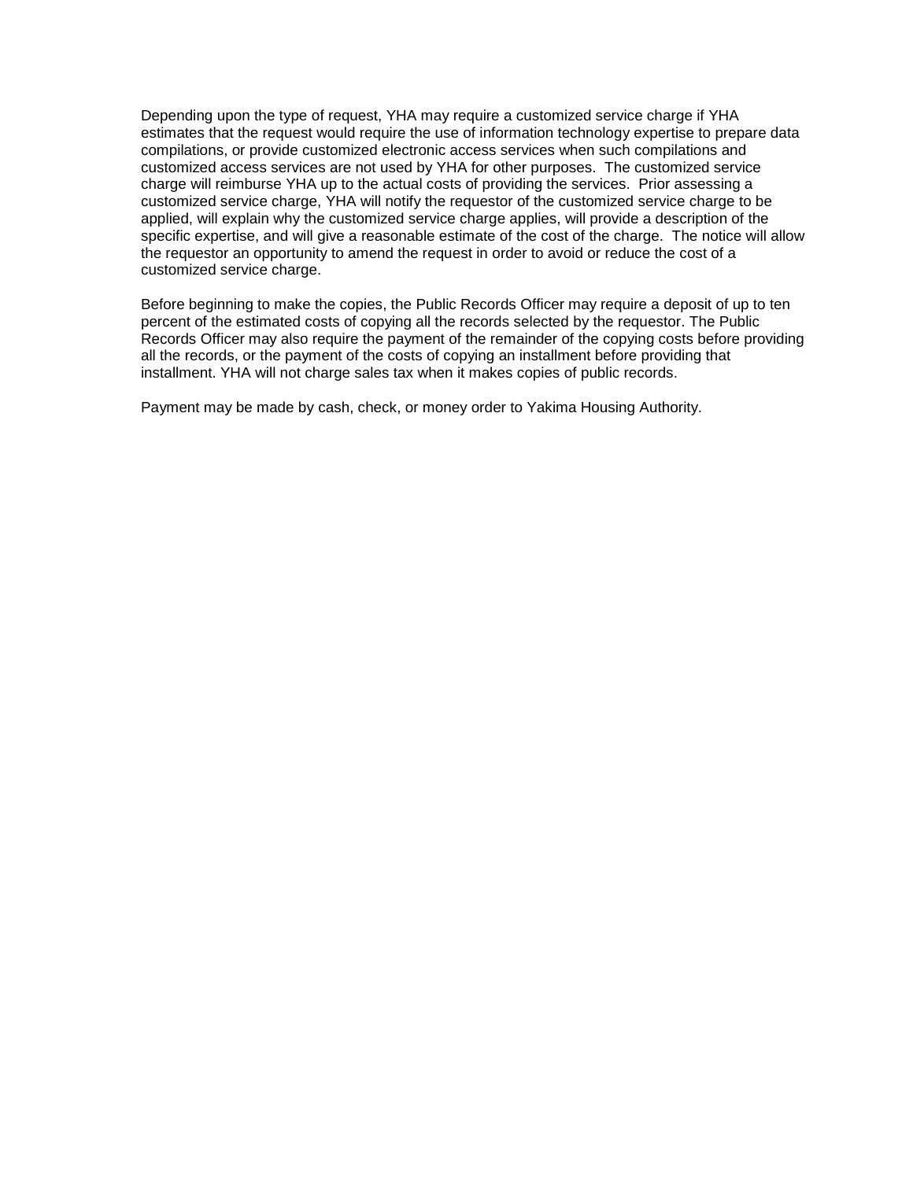Depending upon the type of request, YHA may require a customized service charge if YHA estimates that the request would require the use of information technology expertise to prepare data compilations, or provide customized electronic access services when such compilations and customized access services are not used by YHA for other purposes. The customized service charge will reimburse YHA up to the actual costs of providing the services. Prior assessing a customized service charge, YHA will notify the requestor of the customized service charge to be applied, will explain why the customized service charge applies, will provide a description of the specific expertise, and will give a reasonable estimate of the cost of the charge. The notice will allow the requestor an opportunity to amend the request in order to avoid or reduce the cost of a customized service charge.

Before beginning to make the copies, the Public Records Officer may require a deposit of up to ten percent of the estimated costs of copying all the records selected by the requestor. The Public Records Officer may also require the payment of the remainder of the copying costs before providing all the records, or the payment of the costs of copying an installment before providing that installment. YHA will not charge sales tax when it makes copies of public records.

Payment may be made by cash, check, or money order to Yakima Housing Authority.